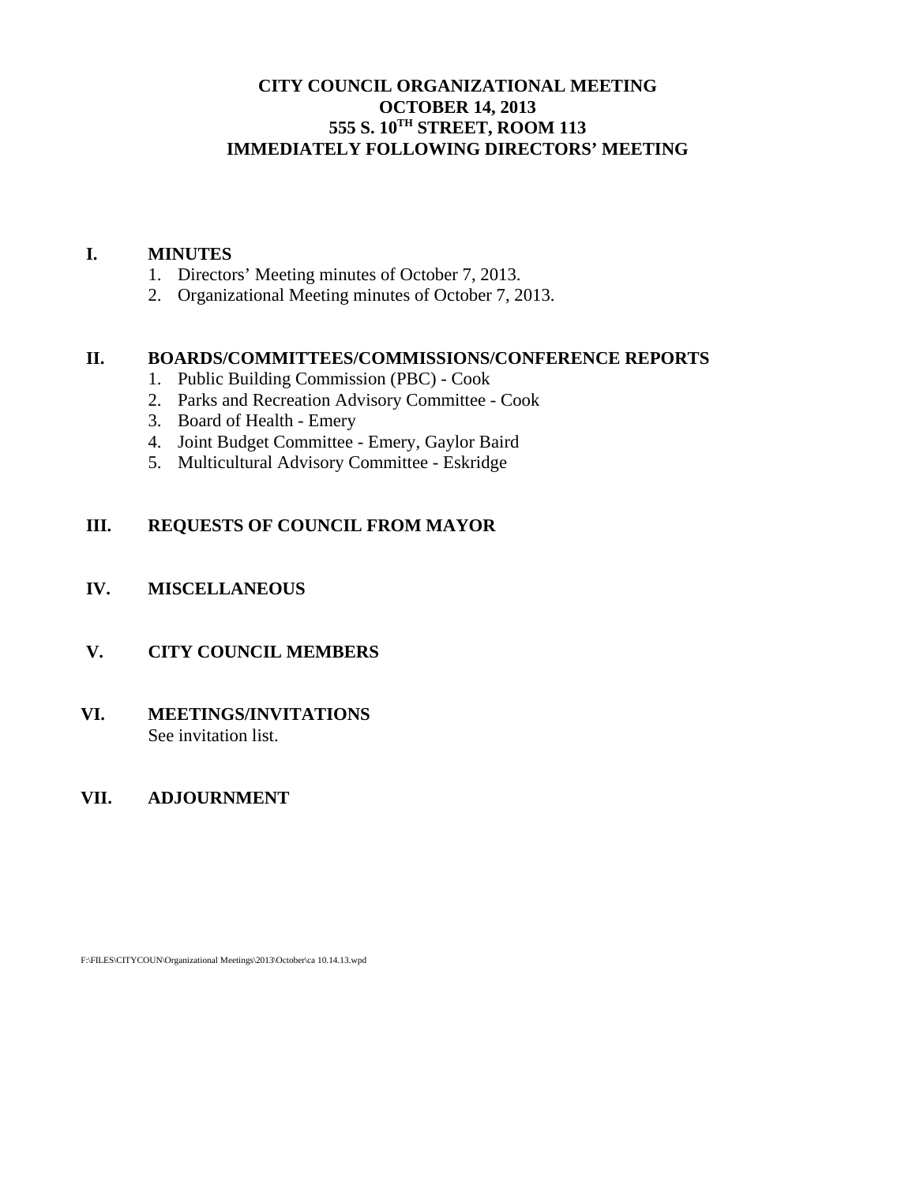# CITY COUNCIL ORGANIZATIONAL MEETING
# OCTOBER 14, 2013
# 555 S. 10[TH] STREET, ROOM 113
# IMMEDIATELY FOLLOWING DIRECTORS' MEETING

## I. MINUTES

1. Directors' Meeting minutes of October 7, 2013.
2. Organizational Meeting minutes of October 7, 2013.

## II. BOARDS/COMMITTEES/COMMISSIONS/CONFERENCE REPORTS

1. Public Building Commission (PBC) - Cook
2. Parks and Recreation Advisory Committee - Cook
3. Board of Health - Emery
4. Joint Budget Committee - Emery, Gaylor Baird
5. Multicultural Advisory Committee - Eskridge

## III. REQUESTS OF COUNCIL FROM MAYOR

## IV. MISCELLANEOUS

## V. CITY COUNCIL MEMBERS

## VI. MEETINGS/INVITATIONS

See invitation list.

## VII. ADJOURNMENT

F:\FILES\CITYCOUN\Organizational Meetings\2013\October\ca 10.14.13.wpd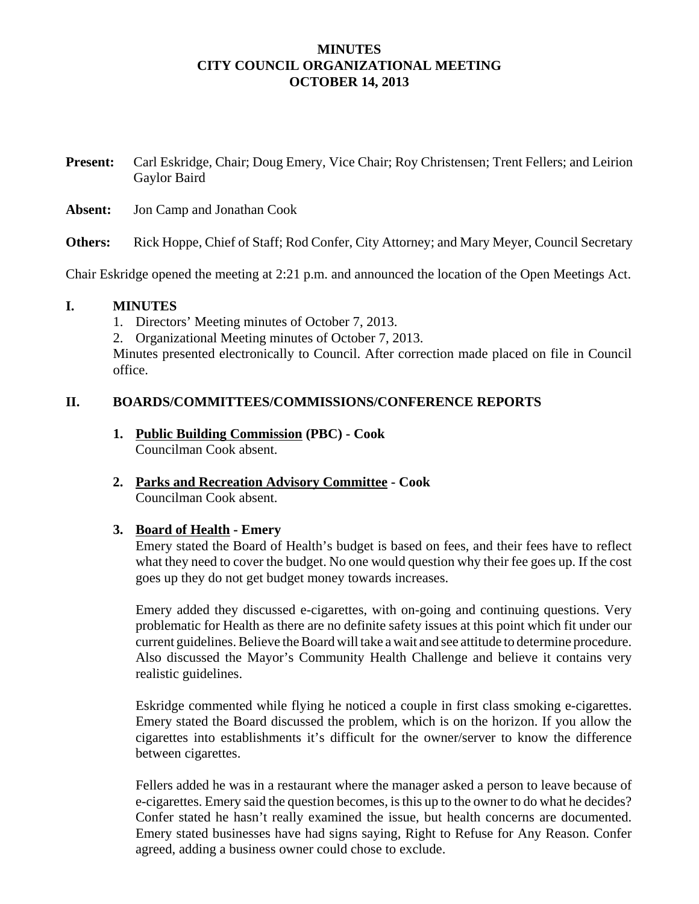# MINUTES
# CITY COUNCIL ORGANIZATIONAL MEETING
# OCTOBER 14, 2013

**Present:** Carl Eskridge, Chair; Doug Emery, Vice Chair; Roy Christensen; Trent Fellers; and Leirion Gaylor Baird

**Absent:** Jon Camp and Jonathan Cook

**Others:** Rick Hoppe, Chief of Staff; Rod Confer, City Attorney; and Mary Meyer, Council Secretary

Chair Eskridge opened the meeting at 2:21 p.m. and announced the location of the Open Meetings Act.

## I. MINUTES

1. Directors' Meeting minutes of October 7, 2013.
2. Organizational Meeting minutes of October 7, 2013.

Minutes presented electronically to Council. After correction made placed on file in Council office.

## II. BOARDS/COMMITTEES/COMMISSIONS/CONFERENCE REPORTS

**1. Public Building Commission (PBC) - Cook**
Councilman Cook absent.

**2. Parks and Recreation Advisory Committee - Cook**
Councilman Cook absent.

**3. Board of Health - Emery**
Emery stated the Board of Health's budget is based on fees, and their fees have to reflect what they need to cover the budget. No one would question why their fee goes up. If the cost goes up they do not get budget money towards increases.

Emery added they discussed e-cigarettes, with on-going and continuing questions. Very problematic for Health as there are no definite safety issues at this point which fit under our current guidelines. Believe the Board will take a wait and see attitude to determine procedure. Also discussed the Mayor's Community Health Challenge and believe it contains very realistic guidelines.

Eskridge commented while flying he noticed a couple in first class smoking e-cigarettes. Emery stated the Board discussed the problem, which is on the horizon. If you allow the cigarettes into establishments it's difficult for the owner/server to know the difference between cigarettes.

Fellers added he was in a restaurant where the manager asked a person to leave because of e-cigarettes. Emery said the question becomes, is this up to the owner to do what he decides? Confer stated he hasn't really examined the issue, but health concerns are documented. Emery stated businesses have had signs saying, Right to Refuse for Any Reason. Confer agreed, adding a business owner could chose to exclude.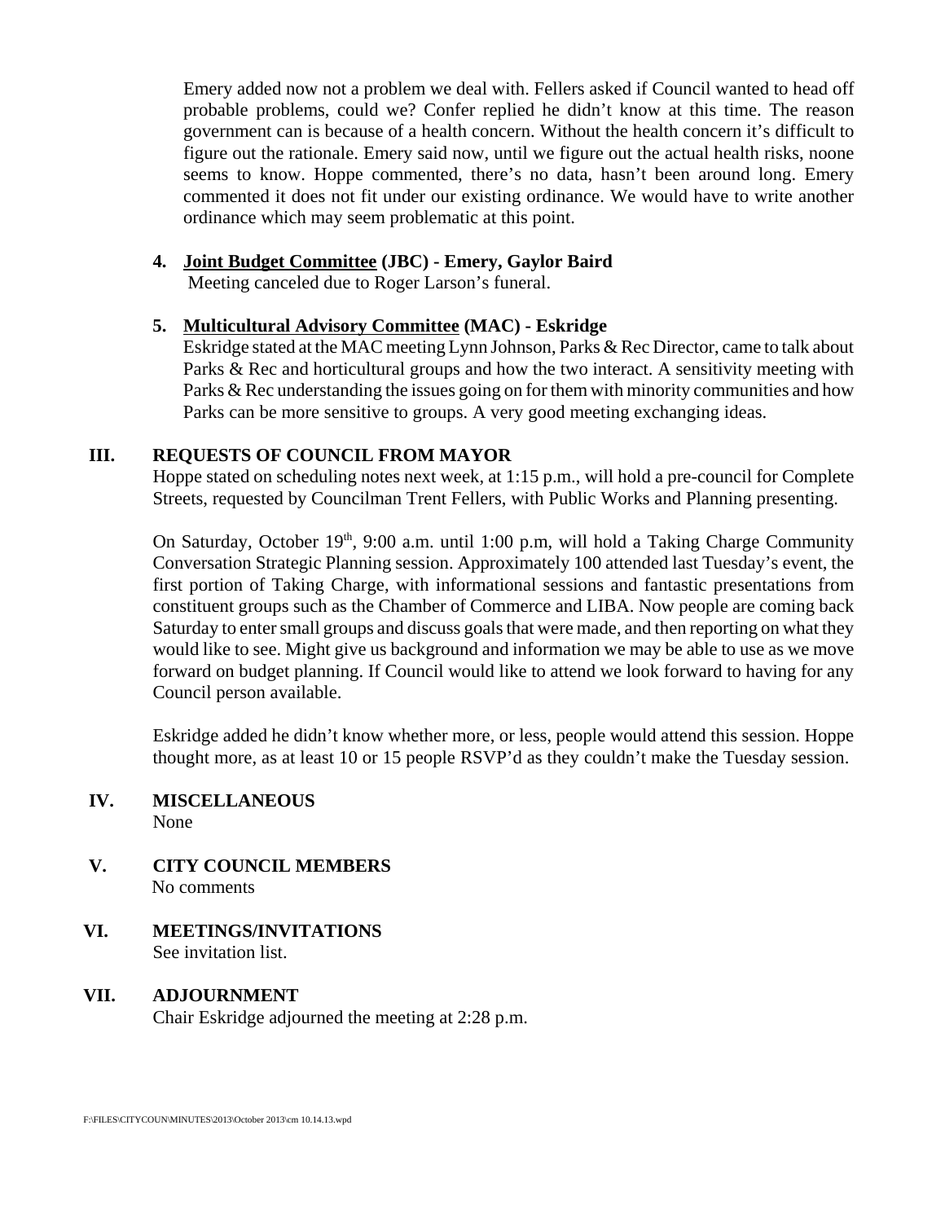Emery added now not a problem we deal with. Fellers asked if Council wanted to head off probable problems, could we? Confer replied he didn't know at this time. The reason government can is because of a health concern. Without the health concern it's difficult to figure out the rationale. Emery said now, until we figure out the actual health risks, noone seems to know. Hoppe commented, there's no data, hasn't been around long. Emery commented it does not fit under our existing ordinance. We would have to write another ordinance which may seem problematic at this point.

**4. Joint Budget Committee (JBC) - Emery, Gaylor Baird**

Meeting canceled due to Roger Larson's funeral.

**5. Multicultural Advisory Committee (MAC) - Eskridge**

Eskridge stated at the MAC meeting Lynn Johnson, Parks & Rec Director, came to talk about Parks & Rec and horticultural groups and how the two interact. A sensitivity meeting with Parks & Rec understanding the issues going on for them with minority communities and how Parks can be more sensitive to groups. A very good meeting exchanging ideas.

## III. REQUESTS OF COUNCIL FROM MAYOR

Hoppe stated on scheduling notes next week, at 1:15 p.m., will hold a pre-council for Complete Streets, requested by Councilman Trent Fellers, with Public Works and Planning presenting.

On Saturday, October 19th, 9:00 a.m. until 1:00 p.m, will hold a Taking Charge Community Conversation Strategic Planning session. Approximately 100 attended last Tuesday's event, the first portion of Taking Charge, with informational sessions and fantastic presentations from constituent groups such as the Chamber of Commerce and LIBA. Now people are coming back Saturday to enter small groups and discuss goals that were made, and then reporting on what they would like to see. Might give us background and information we may be able to use as we move forward on budget planning. If Council would like to attend we look forward to having for any Council person available.

Eskridge added he didn't know whether more, or less, people would attend this session. Hoppe thought more, as at least 10 or 15 people RSVP'd as they couldn't make the Tuesday session.

## IV. MISCELLANEOUS

None

## V. CITY COUNCIL MEMBERS

No comments

## VI. MEETINGS/INVITATIONS

See invitation list.

## VII. ADJOURNMENT

Chair Eskridge adjourned the meeting at 2:28 p.m.